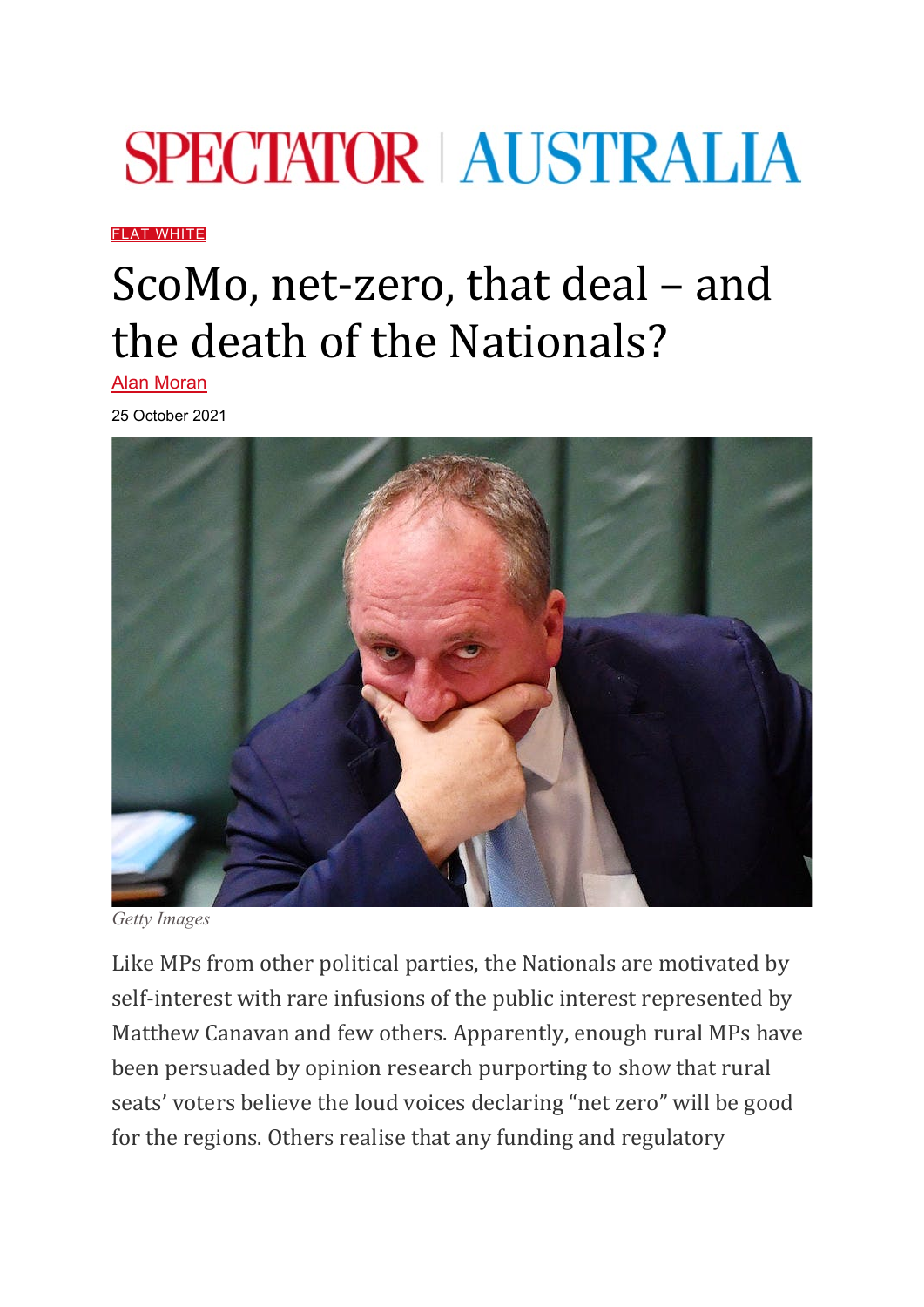SPECTATOR | AUSTRALIA

FLAT WHITE

# ScoMo, net-zero, that deal – and the death of the Nationals?

Alan Moran

25 October 2021

*Getty Images*

Like MPs from other political parties, the Nationals are motivated by self-interest with rare infusions of the public interest represented by Matthew Canavan and few others. Apparently, enough rural MPs have been persuaded by opinion research purporting to show that rural seats' voters believe the loud voices declaring "net zero" will be good for the regions. Others realise that any funding and regulatory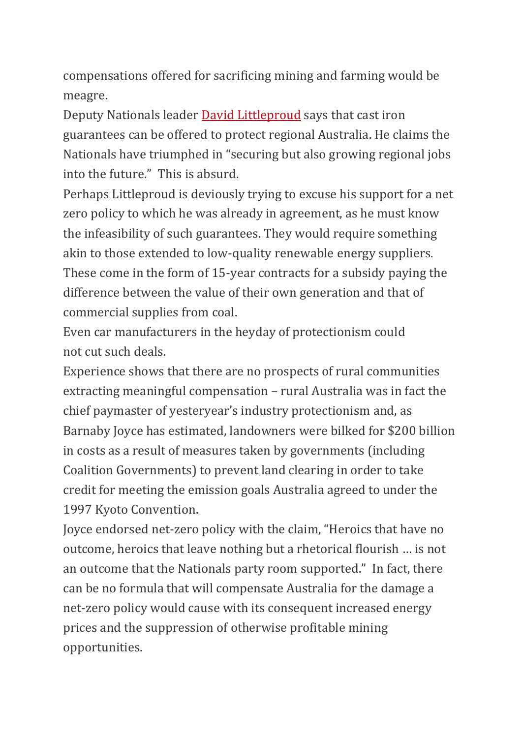compensations offered for sacrificing mining and farming would be meagre.

Deputy Nationals leader David Littleproud says that cast iron guarantees can be offered to protect regional Australia. He claims the Nationals have triumphed in "securing but also growing regional jobs into the future." This is absurd.

Perhaps Littleproud is deviously trying to excuse his support for a net zero policy to which he was already in agreement, as he must know the infeasibility of such guarantees. They would require something akin to those extended to low-quality renewable energy suppliers. These come in the form of 15-year contracts for a subsidy paying the difference between the value of their own generation and that of commercial supplies from coal.

Even car manufacturers in the heyday of protectionism could not cut such deals.

Experience shows that there are no prospects of rural communities extracting meaningful compensation – rural Australia was in fact the chief paymaster of yesteryear's industry protectionism and, as Barnaby Joyce has estimated, landowners were bilked for $200 billion in costs as a result of measures taken by governments (including Coalition Governments) to prevent land clearing in order to take credit for meeting the emission goals Australia agreed to under the 1997 Kyoto Convention.

Joyce endorsed net-zero policy with the claim, "Heroics that have no outcome, heroics that leave nothing but a rhetorical flourish … is not an outcome that the Nationals party room supported." In fact, there can be no formula that will compensate Australia for the damage a net-zero policy would cause with its consequent increased energy prices and the suppression of otherwise profitable mining opportunities.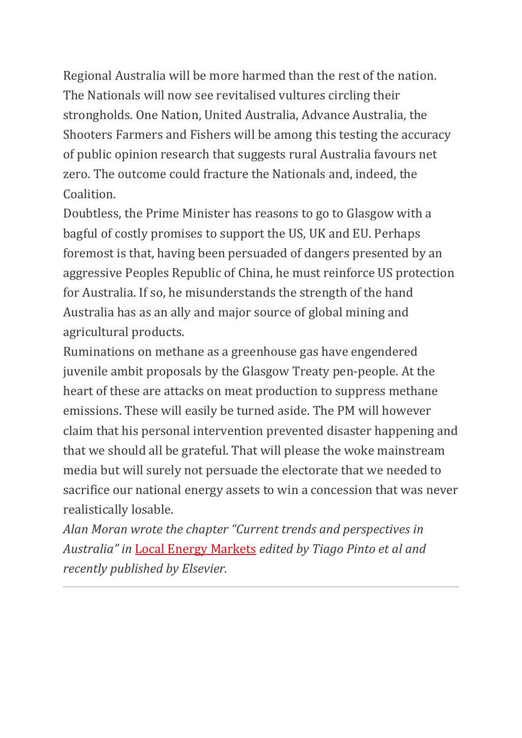Regional Australia will be more harmed than the rest of the nation. The Nationals will now see revitalised vultures circling their strongholds. One Nation, United Australia, Advance Australia, the Shooters Farmers and Fishers will be among this testing the accuracy of public opinion research that suggests rural Australia favours net zero. The outcome could fracture the Nationals and, indeed, the Coalition.

Doubtless, the Prime Minister has reasons to go to Glasgow with a bagful of costly promises to support the US, UK and EU. Perhaps foremost is that, having been persuaded of dangers presented by an aggressive Peoples Republic of China, he must reinforce US protection for Australia. If so, he misunderstands the strength of the hand Australia has as an ally and major source of global mining and agricultural products.

Ruminations on methane as a greenhouse gas have engendered juvenile ambit proposals by the Glasgow Treaty pen-people. At the heart of these are attacks on meat production to suppress methane emissions. These will easily be turned aside. The PM will however claim that his personal intervention prevented disaster happening and that we should all be grateful. That will please the woke mainstream media but will surely not persuade the electorate that we needed to sacrifice our national energy assets to win a concession that was never realistically losable.

*Alan Moran wrote the chapter "Current trends and perspectives in Australia" in* Local Energy Markets *edited by Tiago Pinto et al and recently published by Elsevier.*

---